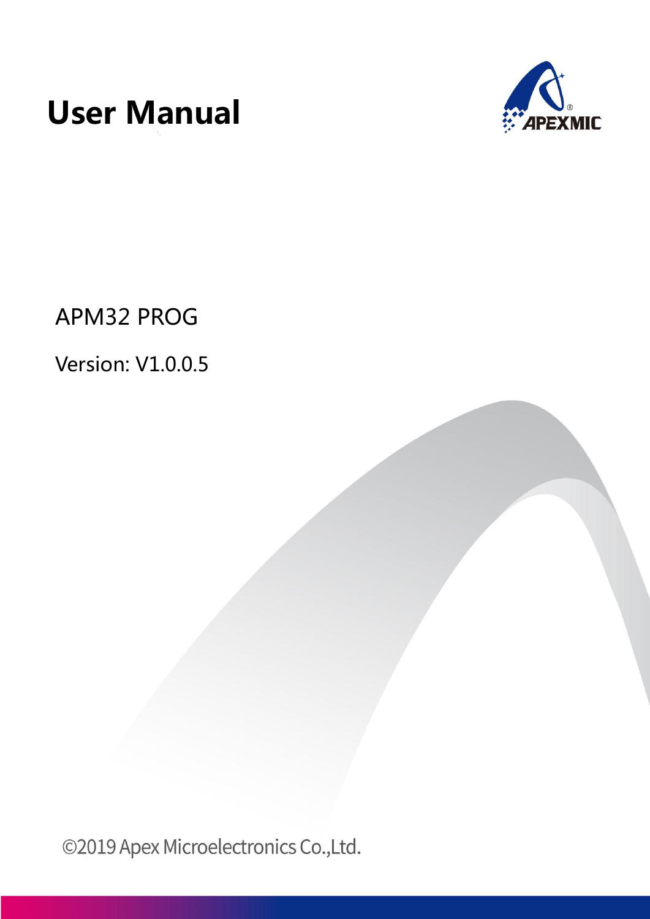# User Manual

APM32 PROG

Version: V1.0.0.5

©2019 Apex Microelectronics Co.,Ltd.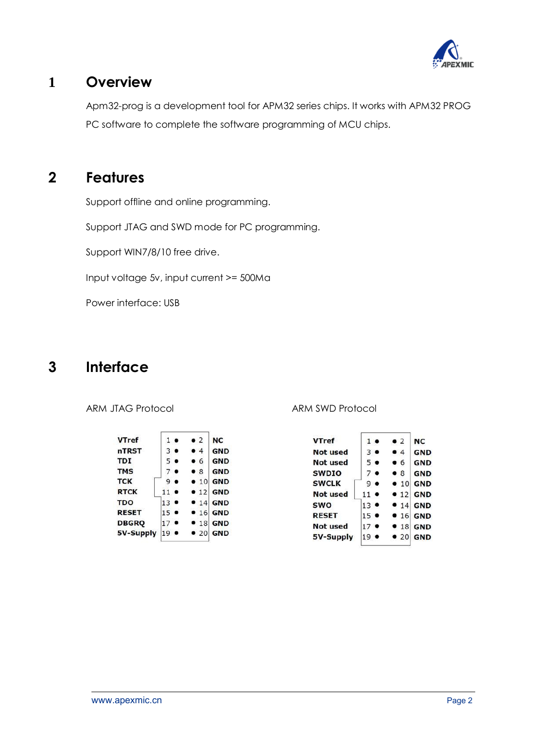# 1 Overview

Apm32-prog is a development tool for APM32 series chips. It works with APM32 PROG PC software to complete the software programming of MCU chips.

# 2 Features

Support offline and online programming.

Support JTAG and SWD mode for PC programming.

Support WIN7/8/10 free drive.

Input voltage 5v, input current >= 500Ma

Power interface: USB

# 3 Interface

ARM JTAG Protocol

| Signal | Pin | Pin | Signal |
|---|---|---|---|
| VTref | 1 | 2 | NC |
| nTRST | 3 | 4 | GND |
| TDI | 5 | 6 | GND |
| TMS | 7 | 8 | GND |
| TCK | 9 | 10 | GND |
| RTCK | 11 | 12 | GND |
| TDO | 13 | 14 | GND |
| RESET | 15 | 16 | GND |
| DBGRQ | 17 | 18 | GND |
| 5V-Supply | 19 | 20 | GND |

ARM SWD Protocol

| Signal | Pin | Pin | Signal |
|---|---|---|---|
| VTref | 1 | 2 | NC |
| Not used | 3 | 4 | GND |
| Not used | 5 | 6 | GND |
| SWDIO | 7 | 8 | GND |
| SWCLK | 9 | 10 | GND |
| Not used | 11 | 12 | GND |
| SWO | 13 | 14 | GND |
| RESET | 15 | 16 | GND |
| Not used | 17 | 18 | GND |
| 5V-Supply | 19 | 20 | GND |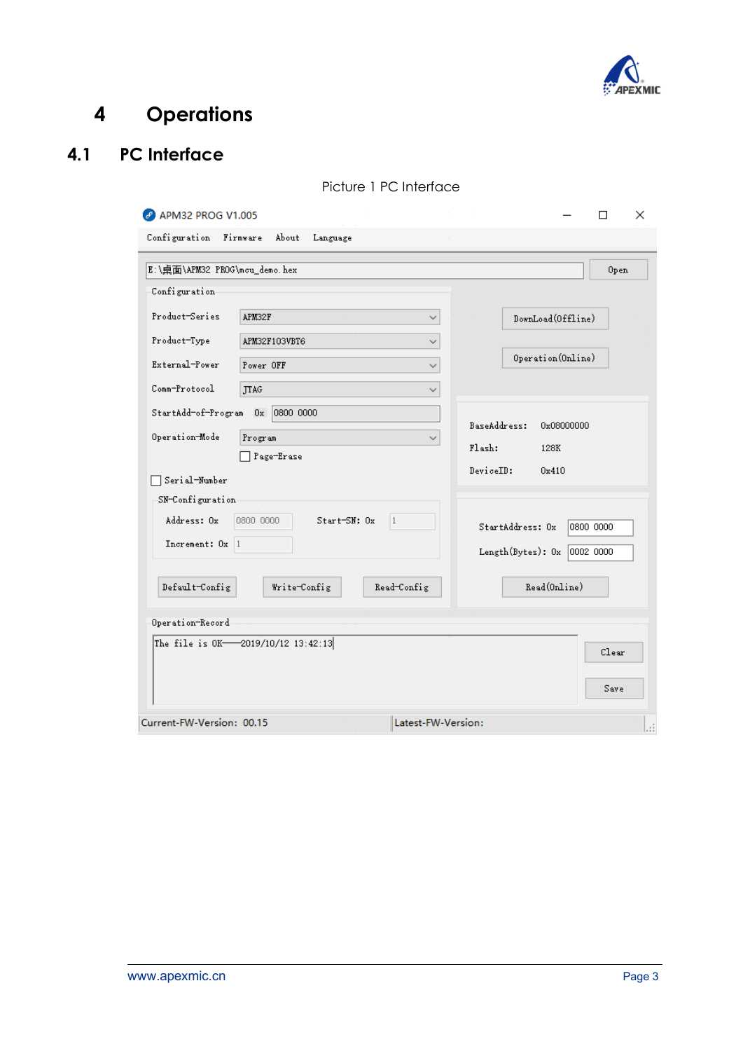# 4 Operations

## 4.1 PC Interface

Picture 1 PC Interface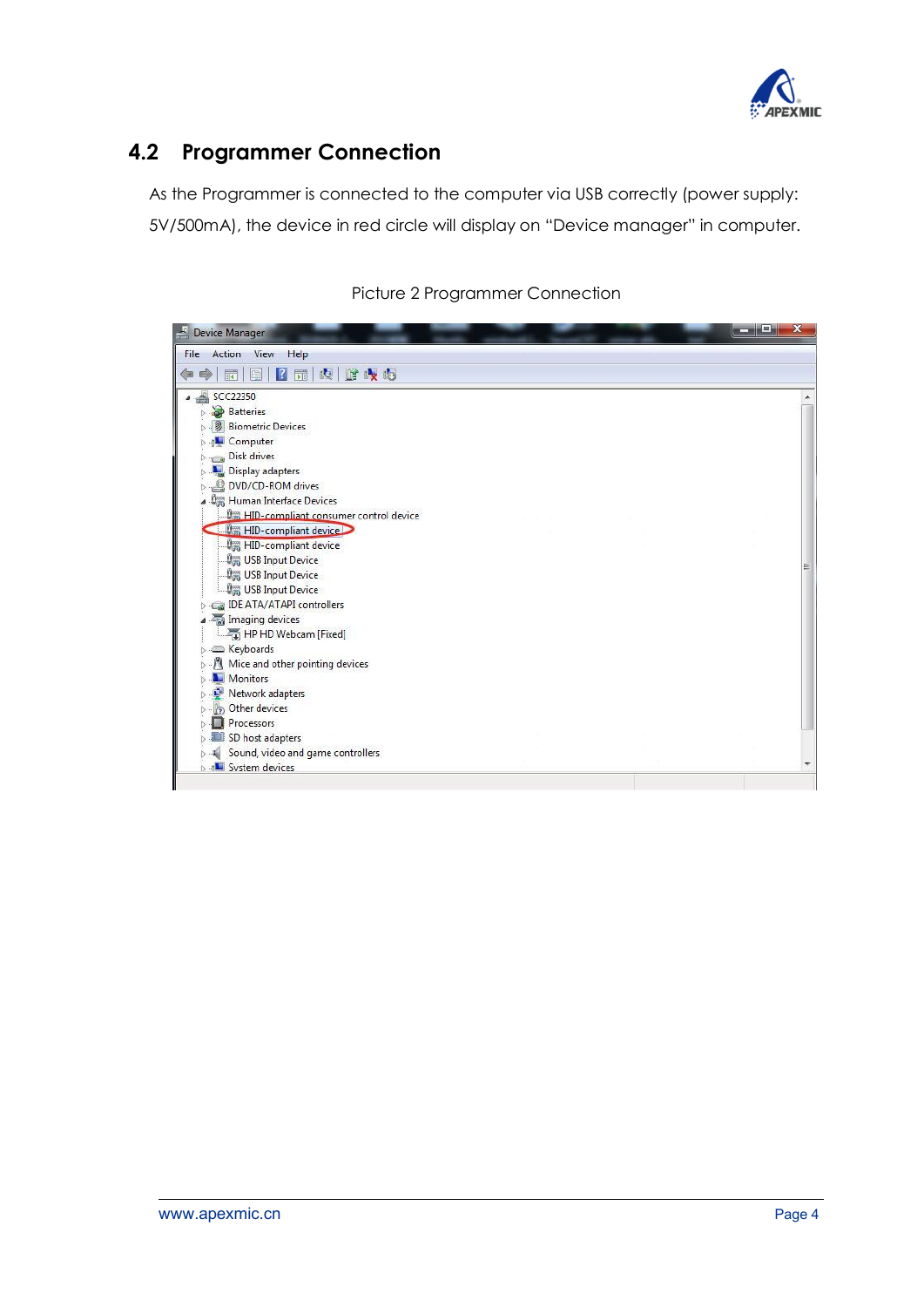## 4.2 Programmer Connection

As the Programmer is connected to the computer via USB correctly (power supply: 5V/500mA), the device in red circle will display on "Device manager" in computer.

Picture 2 Programmer Connection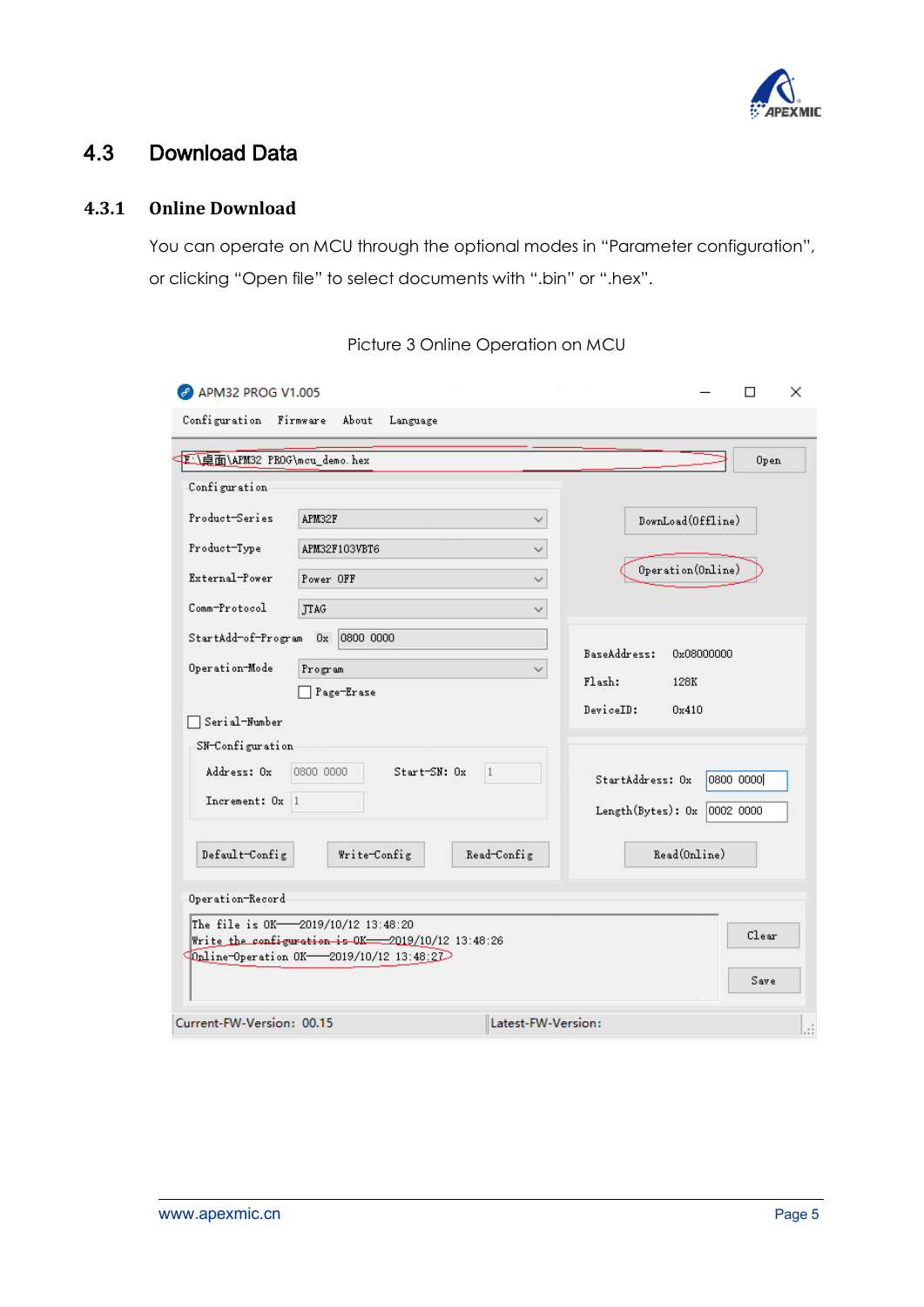## 4.3 Download Data

### 4.3.1 Online Download

You can operate on MCU through the optional modes in “Parameter configuration”, or clicking “Open file” to select documents with “.bin” or “.hex”.

Picture 3 Online Operation on MCU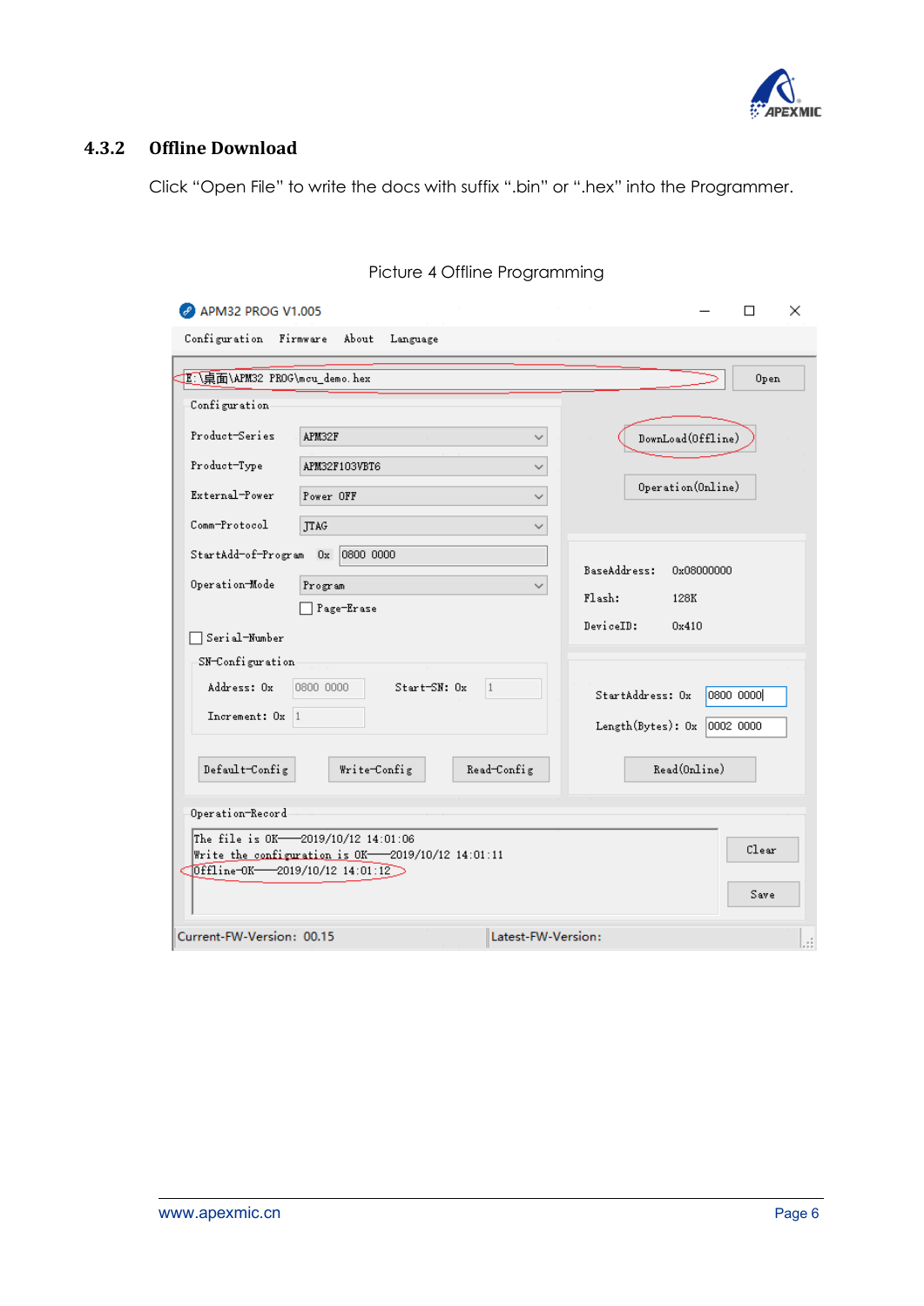### 4.3.2 Offline Download

Click “Open File” to write the docs with suffix “.bin” or “.hex” into the Programmer.

Picture 4 Offline Programming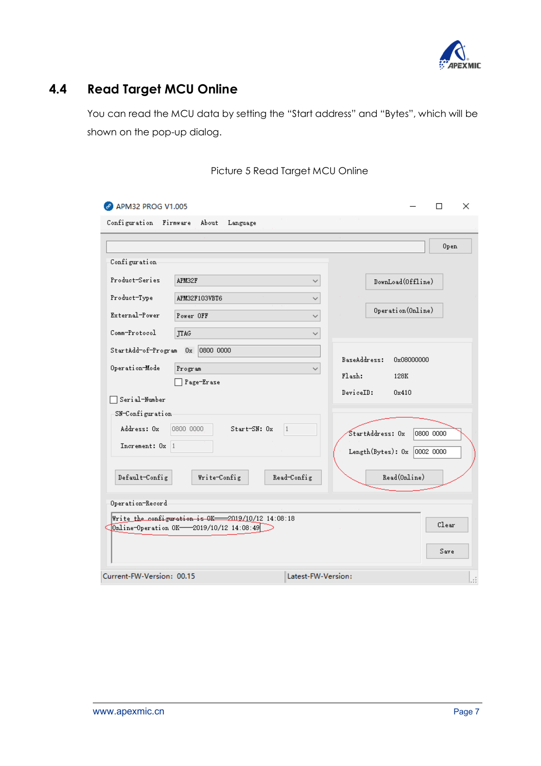## 4.4 Read Target MCU Online

You can read the MCU data by setting the "Start address" and "Bytes", which will be shown on the pop-up dialog.

Picture 5 Read Target MCU Online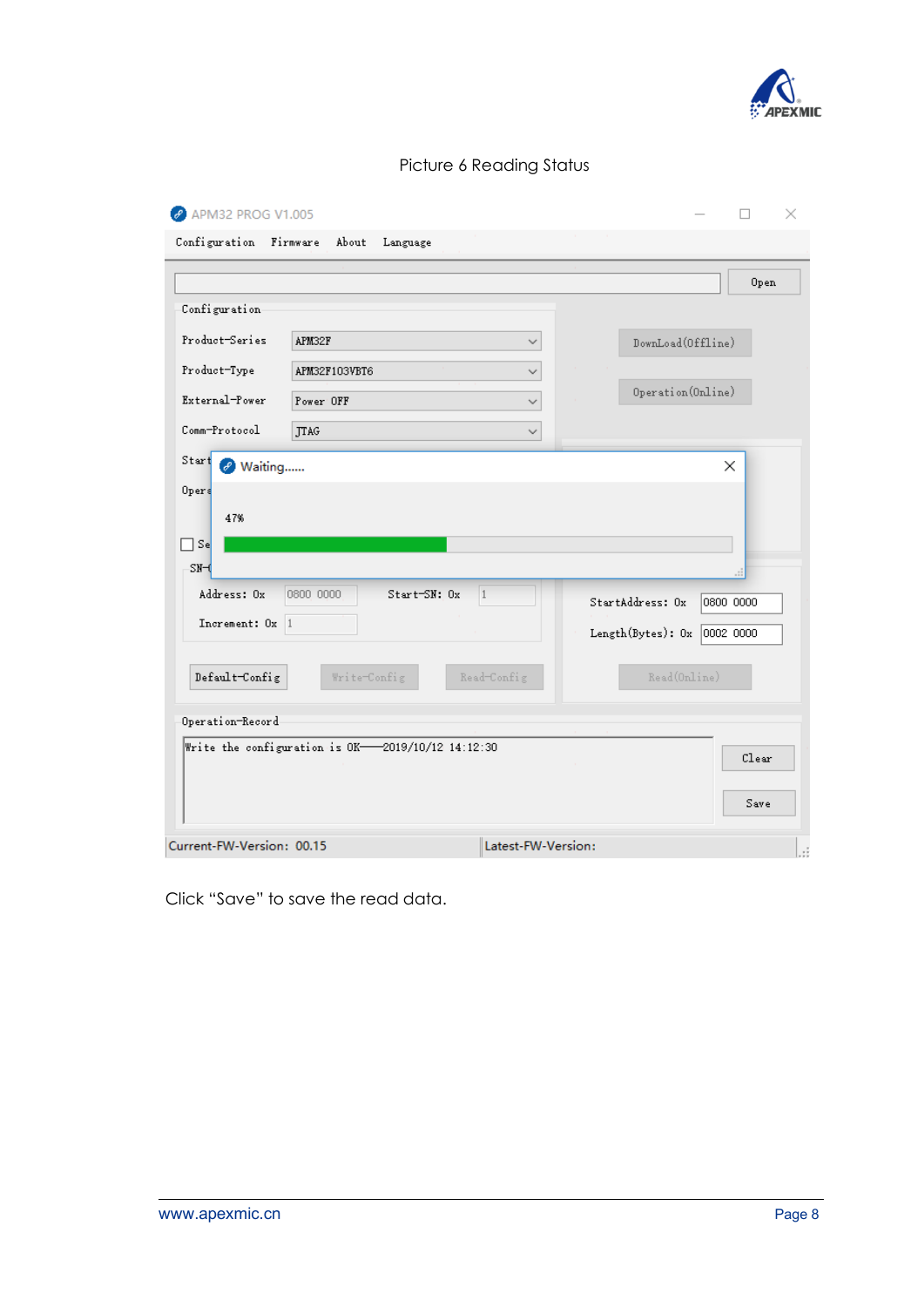Picture 6 Reading Status

Click “Save” to save the read data.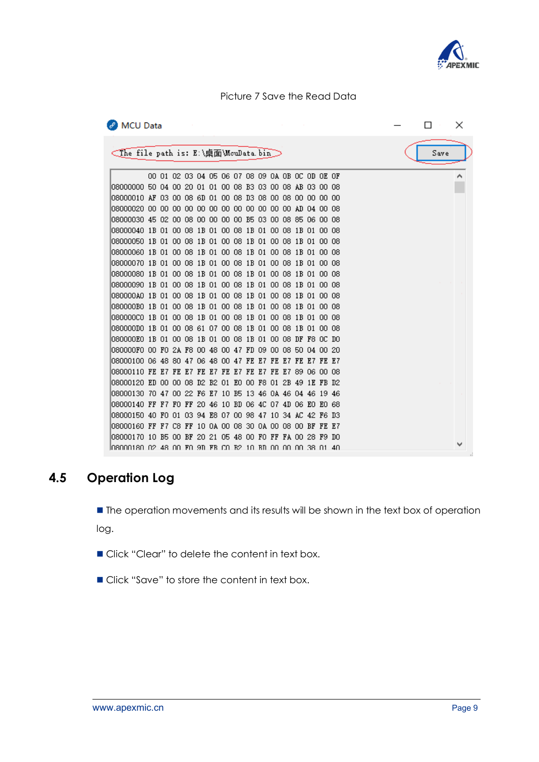Picture 7 Save the Read Data

```
MCU Data

The file path is: E:\桌面\McuData.bin                                    Save

         00 01 02 03 04 05 06 07 08 09 0A 0B 0C 0D 0E 0F
08000000 50 04 00 20 01 01 00 08 B3 03 00 08 AB 03 00 08
08000010 AF 03 00 08 6D 01 00 08 D3 08 00 08 00 00 00 00
08000020 00 00 00 00 00 00 00 00 00 00 00 00 AD 04 00 08
08000030 45 02 00 08 00 00 00 00 B5 03 00 08 85 06 00 08
08000040 1B 01 00 08 1B 01 00 08 1B 01 00 08 1B 01 00 08
08000050 1B 01 00 08 1B 01 00 08 1B 01 00 08 1B 01 00 08
08000060 1B 01 00 08 1B 01 00 08 1B 01 00 08 1B 01 00 08
08000070 1B 01 00 08 1B 01 00 08 1B 01 00 08 1B 01 00 08
08000080 1B 01 00 08 1B 01 00 08 1B 01 00 08 1B 01 00 08
08000090 1B 01 00 08 1B 01 00 08 1B 01 00 08 1B 01 00 08
080000A0 1B 01 00 08 1B 01 00 08 1B 01 00 08 1B 01 00 08
080000B0 1B 01 00 08 1B 01 00 08 1B 01 00 08 1B 01 00 08
080000C0 1B 01 00 08 1B 01 00 08 1B 01 00 08 1B 01 00 08
080000D0 1B 01 00 08 61 07 00 08 1B 01 00 08 1B 01 00 08
080000E0 1B 01 00 08 1B 01 00 08 1B 01 00 08 DF F8 0C D0
080000F0 00 F0 2A F8 00 48 00 47 FD 09 00 08 50 04 00 20
08000100 06 48 80 47 06 48 00 47 FE E7 FE E7 FE E7 FE E7
08000110 FE E7 FE E7 FE E7 FE E7 FE E7 FE E7 89 06 00 08
08000120 ED 00 00 08 D2 B2 01 E0 00 F8 01 2B 49 1E FB D2
08000130 70 47 00 22 F6 E7 10 B5 13 46 0A 46 04 46 19 46
08000140 FF F7 F0 FF 20 46 10 BD 06 4C 07 4D 06 E0 E0 68
08000150 40 F0 01 03 94 E8 07 00 98 47 10 34 AC 42 F6 D3
08000160 FF F7 C8 FF 10 0A 00 08 30 0A 00 08 00 BF FE E7
08000170 10 B5 00 BF 20 21 05 48 00 F0 FF FA 00 28 F9 D0
08000180 02 48 00 F0 9D FB C0 B2 10 BD 00 00 00 38 01 40
```

## 4.5 Operation Log

- The operation movements and its results will be shown in the text box of operation log.
- Click “Clear” to delete the content in text box.
- Click “Save” to store the content in text box.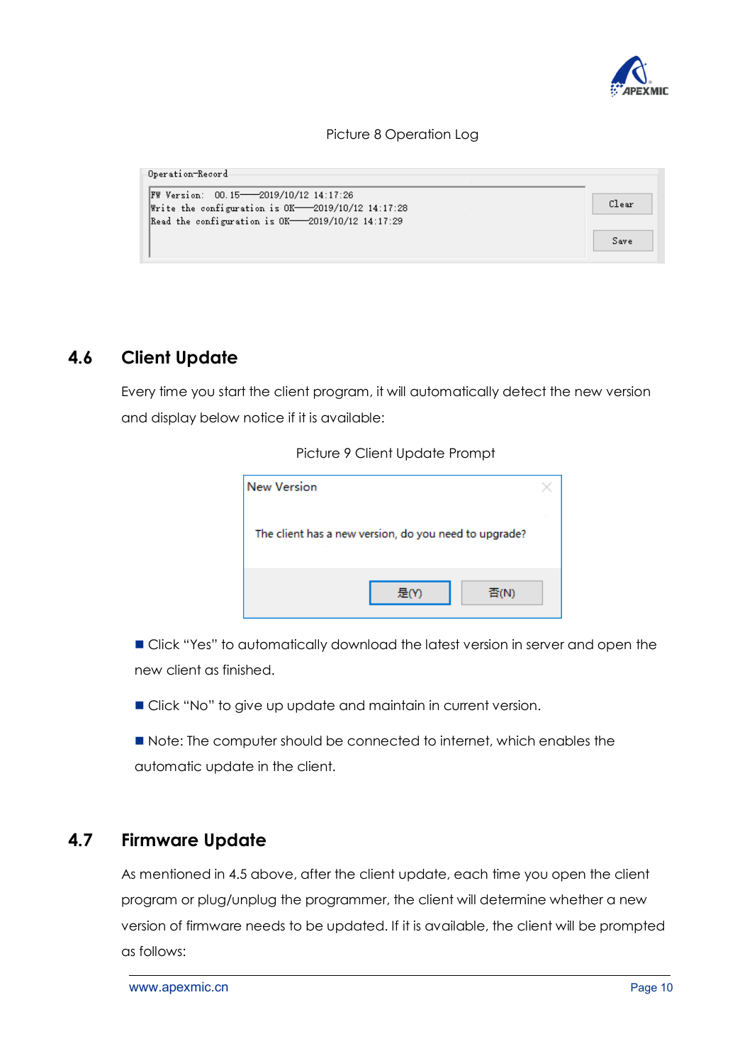Picture 8 Operation Log

```
Operation-Record
FW Version:   00.15——2019/10/12 14:17:26
Write the configuration is OK——2019/10/12 14:17:28
Read the configuration is OK——2019/10/12 14:17:29
```

## 4.6 Client Update

Every time you start the client program, it will automatically detect the new version and display below notice if it is available:

Picture 9 Client Update Prompt

New Version

The client has a new version, do you need to upgrade?

是(Y) 否(N)

- Click "Yes" to automatically download the latest version in server and open the new client as finished.
- Click "No" to give up update and maintain in current version.
- Note: The computer should be connected to internet, which enables the automatic update in the client.

## 4.7 Firmware Update

As mentioned in 4.5 above, after the client update, each time you open the client program or plug/unplug the programmer, the client will determine whether a new version of firmware needs to be updated. If it is available, the client will be prompted as follows: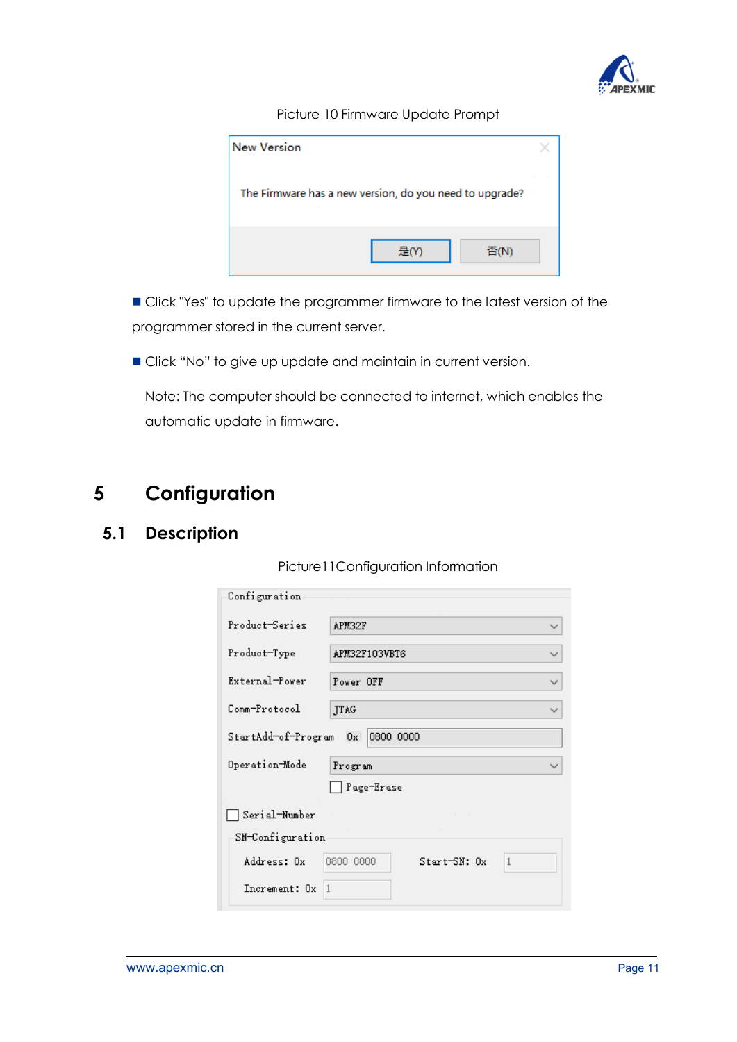Picture 10 Firmware Update Prompt

■ Click "Yes" to update the programmer firmware to the latest version of the programmer stored in the current server.

■ Click "No" to give up update and maintain in current version.

Note: The computer should be connected to internet, which enables the automatic update in firmware.

# 5 Configuration

## 5.1 Description

Picture11Configuration Information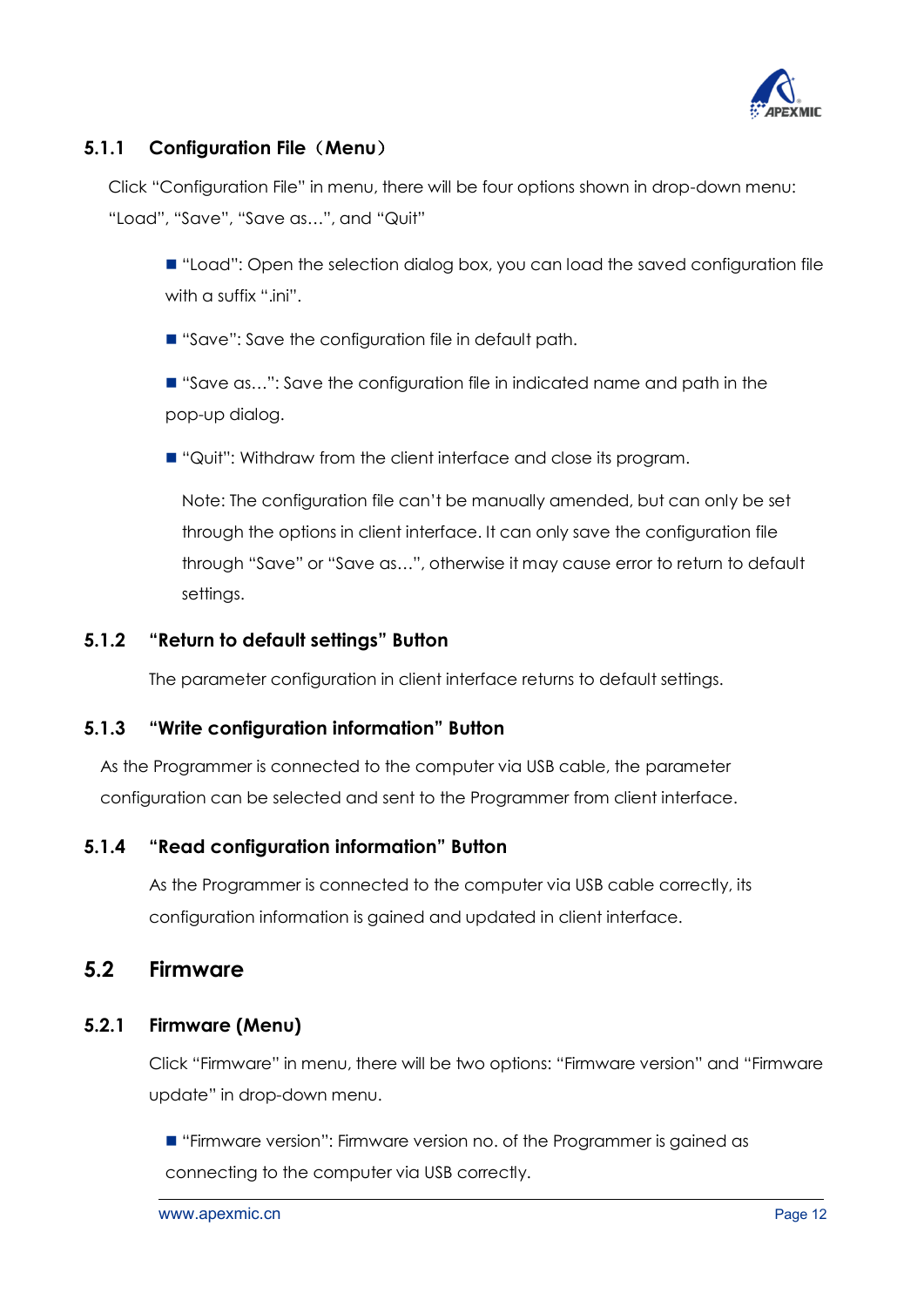### 5.1.1 Configuration File（Menu）

Click "Configuration File" in menu, there will be four options shown in drop-down menu: "Load", "Save", "Save as…", and "Quit"

- "Load": Open the selection dialog box, you can load the saved configuration file with a suffix ".ini".
- "Save": Save the configuration file in default path.
- "Save as…": Save the configuration file in indicated name and path in the pop-up dialog.
- "Quit": Withdraw from the client interface and close its program.

Note: The configuration file can't be manually amended, but can only be set through the options in client interface. It can only save the configuration file through "Save" or "Save as…", otherwise it may cause error to return to default settings.

### 5.1.2 "Return to default settings" Button

The parameter configuration in client interface returns to default settings.

### 5.1.3 "Write configuration information" Button

As the Programmer is connected to the computer via USB cable, the parameter configuration can be selected and sent to the Programmer from client interface.

### 5.1.4 "Read configuration information" Button

As the Programmer is connected to the computer via USB cable correctly, its configuration information is gained and updated in client interface.

## 5.2 Firmware

### 5.2.1 Firmware (Menu)

Click "Firmware" in menu, there will be two options: "Firmware version" and "Firmware update" in drop-down menu.

- "Firmware version": Firmware version no. of the Programmer is gained as connecting to the computer via USB correctly.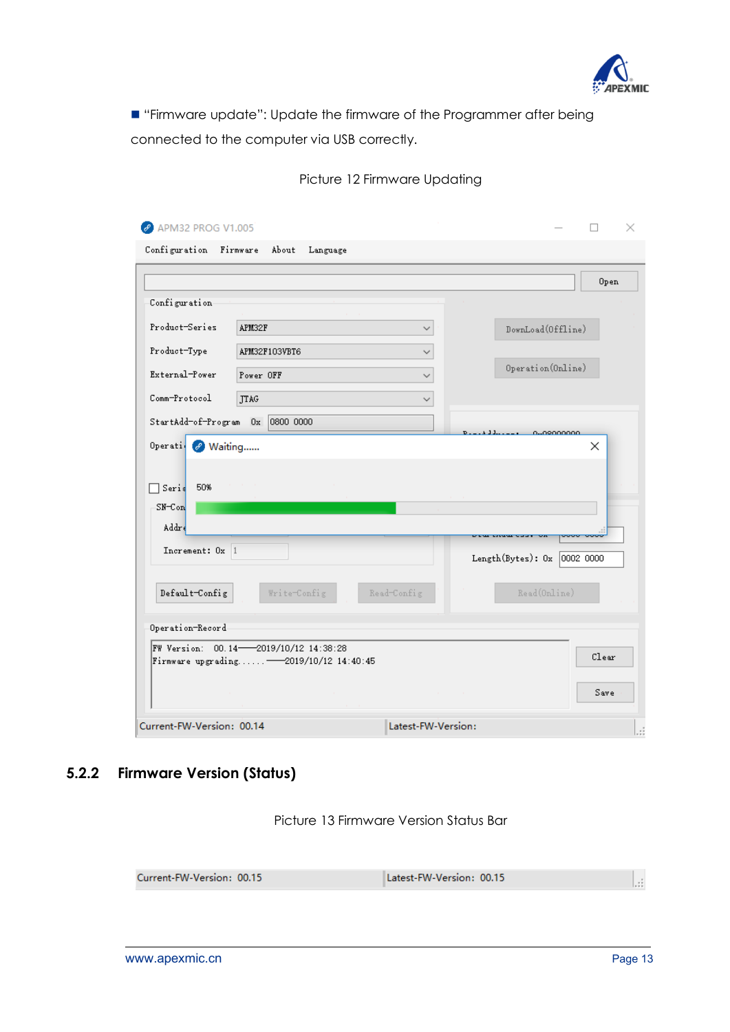■ "Firmware update": Update the firmware of the Programmer after being connected to the computer via USB correctly.

Picture 12 Firmware Updating

## 5.2.2 Firmware Version (Status)

Picture 13 Firmware Version Status Bar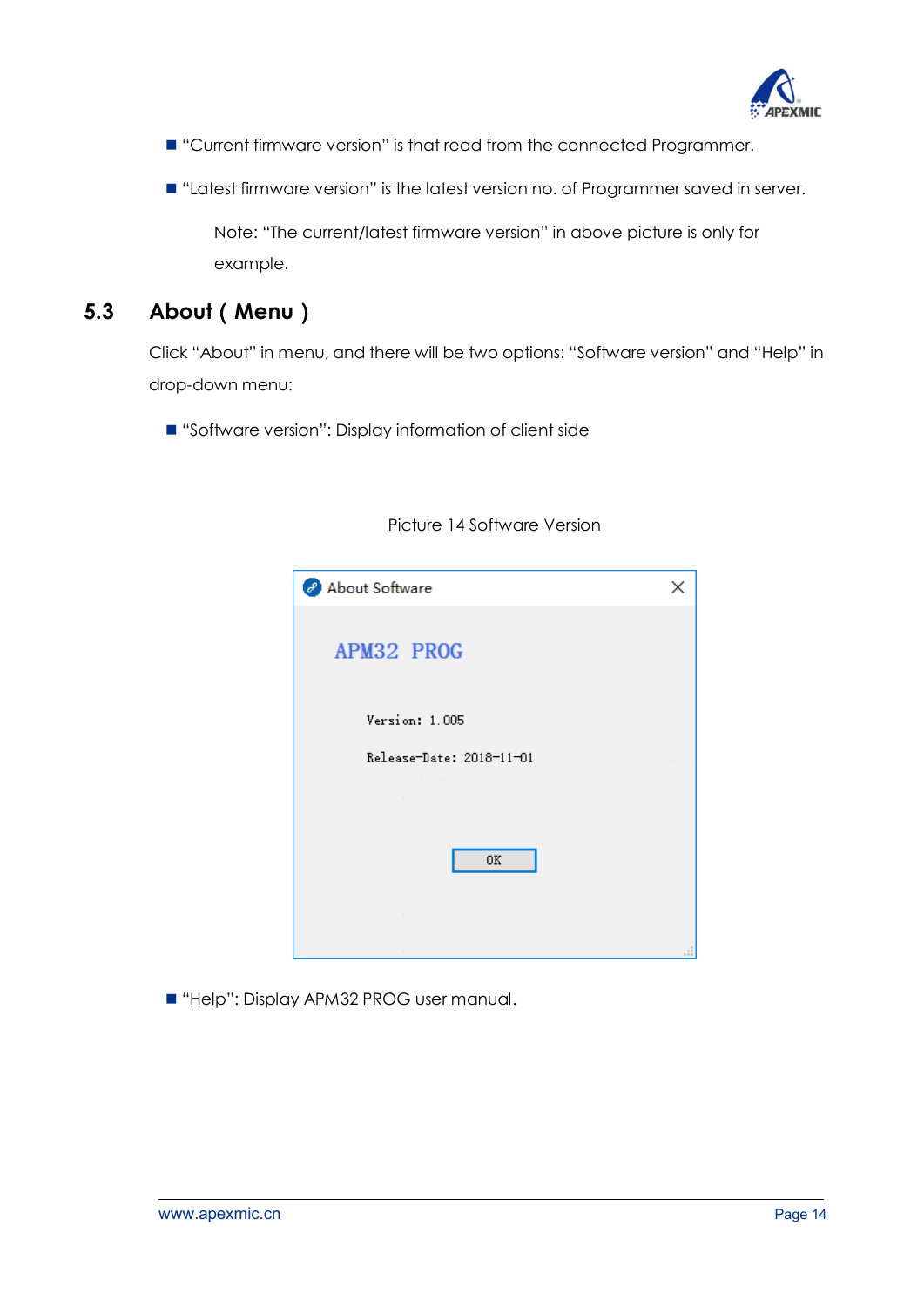- "Current firmware version" is that read from the connected Programmer.
- "Latest firmware version" is the latest version no. of Programmer saved in server.

  Note: "The current/latest firmware version" in above picture is only for example.

## 5.3 About ( Menu )

Click "About" in menu, and there will be two options: "Software version" and "Help" in drop-down menu:

- "Software version": Display information of client side

Picture 14 Software Version

- "Help": Display APM32 PROG user manual.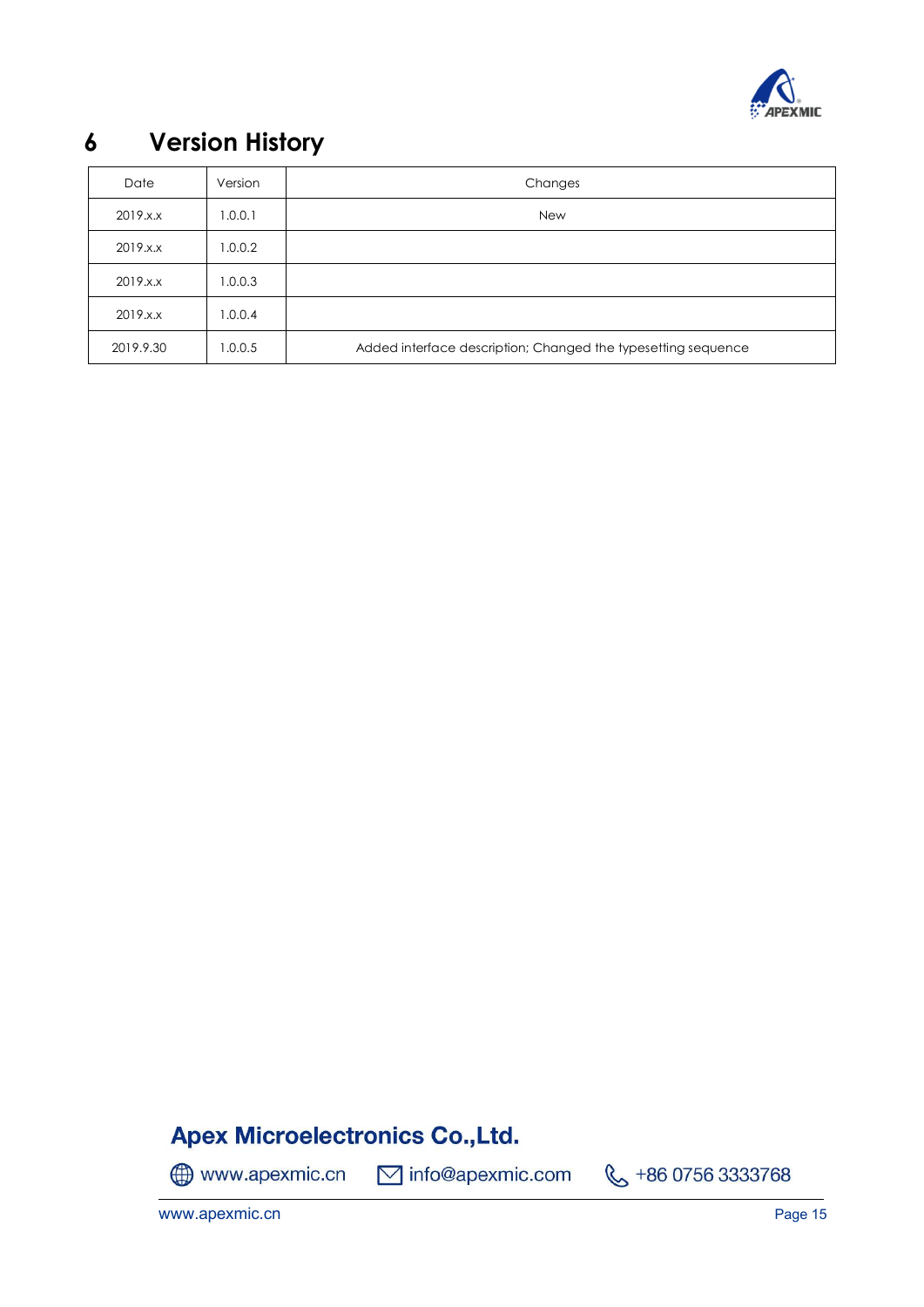# 6 Version History

| Date | Version | Changes |
|---|---|---|
| 2019.x.x | 1.0.0.1 | New |
| 2019.x.x | 1.0.0.2 | |
| 2019.x.x | 1.0.0.3 | |
| 2019.x.x | 1.0.0.4 | |
| 2019.9.30 | 1.0.0.5 | Added interface description; Changed the typesetting sequence |

**Apex Microelectronics Co.,Ltd.**

www.apexmic.cn  info@apexmic.com  +86 0756 3333768